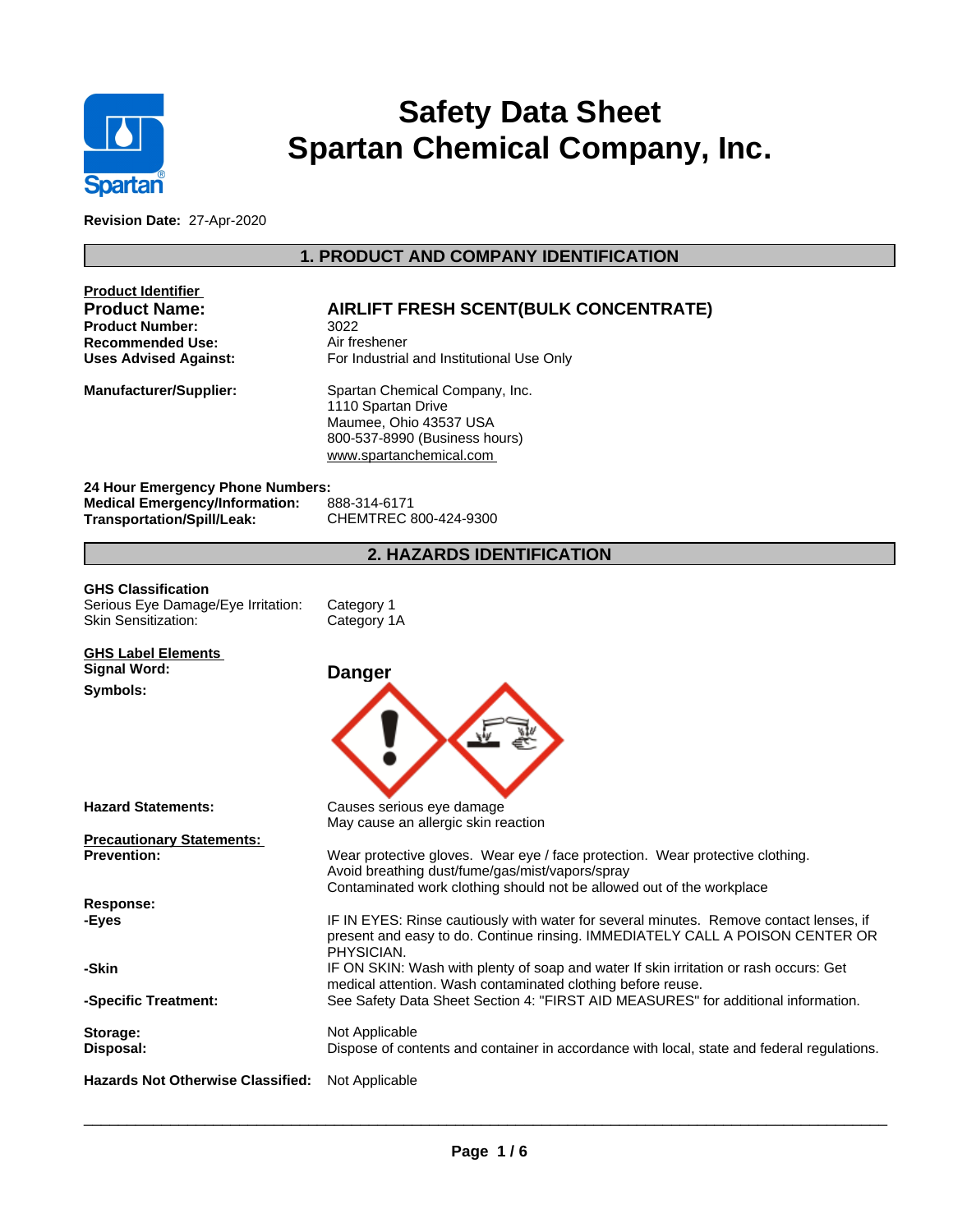# Safety Data Sheet
# Spartan Chemical Company, Inc.

**Revision Date:** 27-Apr-2020

## 1. PRODUCT AND COMPANY IDENTIFICATION

**Product Identifier**

**Product Name:** **AIRLIFT FRESH SCENT(BULK CONCENTRATE)**
**Product Number:** 3022
**Recommended Use:** Air freshener
**Uses Advised Against:** For Industrial and Institutional Use Only

**Manufacturer/Supplier:**
Spartan Chemical Company, Inc.
1110 Spartan Drive
Maumee, Ohio 43537 USA
800-537-8990 (Business hours)
www.spartanchemical.com

**24 Hour Emergency Phone Numbers:**
**Medical Emergency/Information:** 888-314-6171
**Transportation/Spill/Leak:** CHEMTREC 800-424-9300

## 2. HAZARDS IDENTIFICATION

**GHS Classification**
Serious Eye Damage/Eye Irritation: Category 1
Skin Sensitization: Category 1A

**GHS Label Elements**
**Signal Word:** **Danger**
**Symbols:**

**Hazard Statements:**
Causes serious eye damage
May cause an allergic skin reaction

**Precautionary Statements:**
**Prevention:**
Wear protective gloves. Wear eye / face protection. Wear protective clothing.
Avoid breathing dust/fume/gas/mist/vapors/spray
Contaminated work clothing should not be allowed out of the workplace

**Response:**
**-Eyes**
IF IN EYES: Rinse cautiously with water for several minutes. Remove contact lenses, if present and easy to do. Continue rinsing. IMMEDIATELY CALL A POISON CENTER OR PHYSICIAN.

**-Skin**
IF ON SKIN: Wash with plenty of soap and water If skin irritation or rash occurs: Get medical attention. Wash contaminated clothing before reuse.

**-Specific Treatment:**
See Safety Data Sheet Section 4: "FIRST AID MEASURES" for additional information.

**Storage:** Not Applicable
**Disposal:** Dispose of contents and container in accordance with local, state and federal regulations.

**Hazards Not Otherwise Classified:** Not Applicable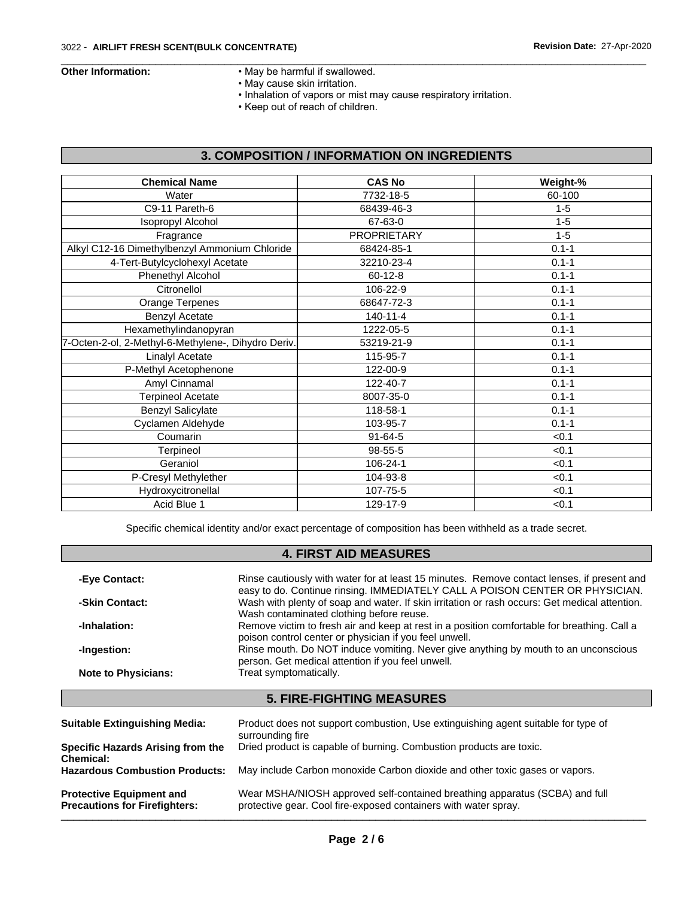**Other Information:**

- May be harmful if swallowed.
- May cause skin irritation.
- Inhalation of vapors or mist may cause respiratory irritation.
- Keep out of reach of children.

## 3. COMPOSITION / INFORMATION ON INGREDIENTS

| Chemical Name | CAS No | Weight-% |
|---|---|---|
| Water | 7732-18-5 | 60-100 |
| C9-11 Pareth-6 | 68439-46-3 | 1-5 |
| Isopropyl Alcohol | 67-63-0 | 1-5 |
| Fragrance | PROPRIETARY | 1-5 |
| Alkyl C12-16 Dimethylbenzyl Ammonium Chloride | 68424-85-1 | 0.1-1 |
| 4-Tert-Butylcyclohexyl Acetate | 32210-23-4 | 0.1-1 |
| Phenethyl Alcohol | 60-12-8 | 0.1-1 |
| Citronellol | 106-22-9 | 0.1-1 |
| Orange Terpenes | 68647-72-3 | 0.1-1 |
| Benzyl Acetate | 140-11-4 | 0.1-1 |
| Hexamethylindanopyran | 1222-05-5 | 0.1-1 |
| 7-Octen-2-ol, 2-Methyl-6-Methylene-, Dihydro Deriv. | 53219-21-9 | 0.1-1 |
| Linalyl Acetate | 115-95-7 | 0.1-1 |
| P-Methyl Acetophenone | 122-00-9 | 0.1-1 |
| Amyl Cinnamal | 122-40-7 | 0.1-1 |
| Terpineol Acetate | 8007-35-0 | 0.1-1 |
| Benzyl Salicylate | 118-58-1 | 0.1-1 |
| Cyclamen Aldehyde | 103-95-7 | 0.1-1 |
| Coumarin | 91-64-5 | <0.1 |
| Terpineol | 98-55-5 | <0.1 |
| Geraniol | 106-24-1 | <0.1 |
| P-Cresyl Methylether | 104-93-8 | <0.1 |
| Hydroxycitronellal | 107-75-5 | <0.1 |
| Acid Blue 1 | 129-17-9 | <0.1 |

Specific chemical identity and/or exact percentage of composition has been withheld as a trade secret.

## 4. FIRST AID MEASURES

**-Eye Contact:** Rinse cautiously with water for at least 15 minutes. Remove contact lenses, if present and easy to do. Continue rinsing. IMMEDIATELY CALL A POISON CENTER OR PHYSICIAN.

**-Skin Contact:** Wash with plenty of soap and water. If skin irritation or rash occurs: Get medical attention. Wash contaminated clothing before reuse.

**-Inhalation:** Remove victim to fresh air and keep at rest in a position comfortable for breathing. Call a poison control center or physician if you feel unwell.

**-Ingestion:** Rinse mouth. Do NOT induce vomiting. Never give anything by mouth to an unconscious person. Get medical attention if you feel unwell.

**Note to Physicians:** Treat symptomatically.

## 5. FIRE-FIGHTING MEASURES

**Suitable Extinguishing Media:** Product does not support combustion, Use extinguishing agent suitable for type of surrounding fire

**Specific Hazards Arising from the Chemical:** Dried product is capable of burning. Combustion products are toxic.

**Hazardous Combustion Products:** May include Carbon monoxide Carbon dioxide and other toxic gases or vapors.

**Protective Equipment and Precautions for Firefighters:** Wear MSHA/NIOSH approved self-contained breathing apparatus (SCBA) and full protective gear. Cool fire-exposed containers with water spray.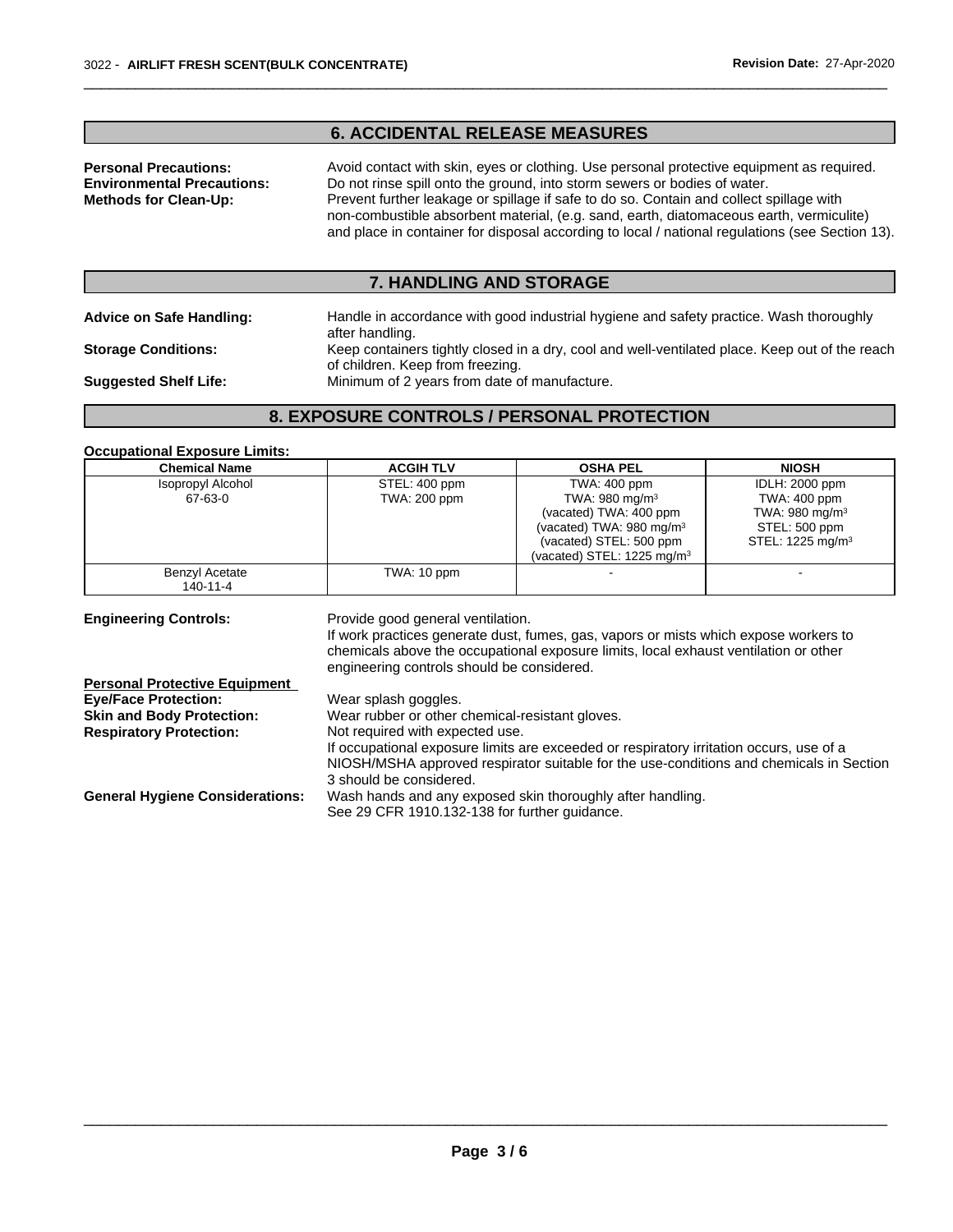## 6. ACCIDENTAL RELEASE MEASURES

**Personal Precautions:** Avoid contact with skin, eyes or clothing. Use personal protective equipment as required.

**Environmental Precautions:** Do not rinse spill onto the ground, into storm sewers or bodies of water.

**Methods for Clean-Up:** Prevent further leakage or spillage if safe to do so. Contain and collect spillage with non-combustible absorbent material, (e.g. sand, earth, diatomaceous earth, vermiculite) and place in container for disposal according to local / national regulations (see Section 13).

## 7. HANDLING AND STORAGE

**Advice on Safe Handling:** Handle in accordance with good industrial hygiene and safety practice. Wash thoroughly after handling.

**Storage Conditions:** Keep containers tightly closed in a dry, cool and well-ventilated place. Keep out of the reach of children. Keep from freezing.

**Suggested Shelf Life:** Minimum of 2 years from date of manufacture.

## 8. EXPOSURE CONTROLS / PERSONAL PROTECTION

**Occupational Exposure Limits:**

| Chemical Name | ACGIH TLV | OSHA PEL | NIOSH |
|---|---|---|---|
| Isopropyl Alcohol<br>67-63-0 | STEL: 400 ppm<br>TWA: 200 ppm | TWA: 400 ppm<br>TWA: 980 mg/m$^3$<br>(vacated) TWA: 400 ppm<br>(vacated) TWA: 980 mg/m$^3$<br>(vacated) STEL: 500 ppm<br>(vacated) STEL: 1225 mg/m$^3$ | IDLH: 2000 ppm<br>TWA: 400 ppm<br>TWA: 980 mg/m$^3$<br>STEL: 500 ppm<br>STEL: 1225 mg/m$^3$ |
| Benzyl Acetate<br>140-11-4 | TWA: 10 ppm | - | - |

**Engineering Controls:** Provide good general ventilation.
If work practices generate dust, fumes, gas, vapors or mists which expose workers to chemicals above the occupational exposure limits, local exhaust ventilation or other engineering controls should be considered.

**Personal Protective Equipment**

**Eye/Face Protection:** Wear splash goggles.

**Skin and Body Protection:** Wear rubber or other chemical-resistant gloves.

**Respiratory Protection:** Not required with expected use.
If occupational exposure limits are exceeded or respiratory irritation occurs, use of a NIOSH/MSHA approved respirator suitable for the use-conditions and chemicals in Section 3 should be considered.

**General Hygiene Considerations:** Wash hands and any exposed skin thoroughly after handling.
See 29 CFR 1910.132-138 for further guidance.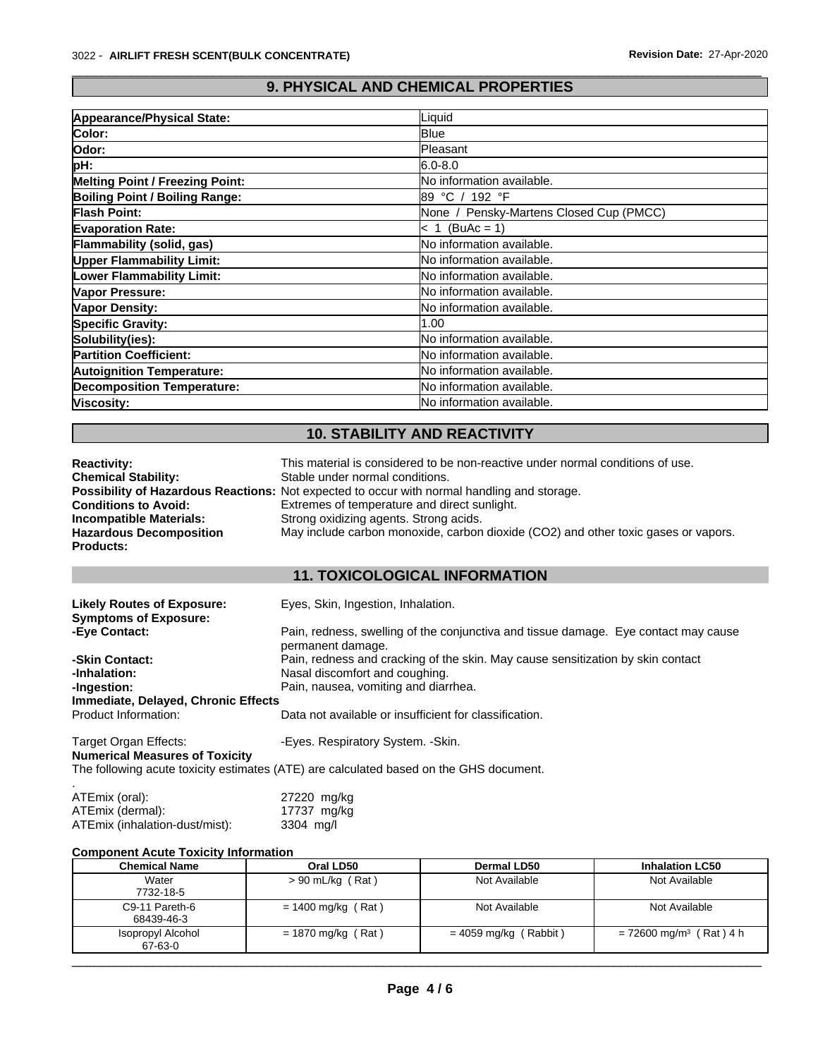## 9. PHYSICAL AND CHEMICAL PROPERTIES

| | |
|---|---|
| **Appearance/Physical State:** | Liquid |
| **Color:** | Blue |
| **Odor:** | Pleasant |
| **pH:** | 6.0-8.0 |
| **Melting Point / Freezing Point:** | No information available. |
| **Boiling Point / Boiling Range:** | 89 °C / 192 °F |
| **Flash Point:** | None / Pensky-Martens Closed Cup (PMCC) |
| **Evaporation Rate:** | < 1 (BuAc = 1) |
| **Flammability (solid, gas)** | No information available. |
| **Upper Flammability Limit:** | No information available. |
| **Lower Flammability Limit:** | No information available. |
| **Vapor Pressure:** | No information available. |
| **Vapor Density:** | No information available. |
| **Specific Gravity:** | 1.00 |
| **Solubility(ies):** | No information available. |
| **Partition Coefficient:** | No information available. |
| **Autoignition Temperature:** | No information available. |
| **Decomposition Temperature:** | No information available. |
| **Viscosity:** | No information available. |

## 10. STABILITY AND REACTIVITY

**Reactivity:** This material is considered to be non-reactive under normal conditions of use.
**Chemical Stability:** Stable under normal conditions.
**Possibility of Hazardous Reactions:** Not expected to occur with normal handling and storage.
**Conditions to Avoid:** Extremes of temperature and direct sunlight.
**Incompatible Materials:** Strong oxidizing agents. Strong acids.
**Hazardous Decomposition Products:** May include carbon monoxide, carbon dioxide ($CO_2$) and other toxic gases or vapors.

## 11. TOXICOLOGICAL INFORMATION

**Likely Routes of Exposure:** Eyes, Skin, Ingestion, Inhalation.
**Symptoms of Exposure:**
**-Eye Contact:** Pain, redness, swelling of the conjunctiva and tissue damage. Eye contact may cause permanent damage.
**-Skin Contact:** Pain, redness and cracking of the skin. May cause sensitization by skin contact
**-Inhalation:** Nasal discomfort and coughing.
**-Ingestion:** Pain, nausea, vomiting and diarrhea.

**Immediate, Delayed, Chronic Effects**
Product Information: Data not available or insufficient for classification.

Target Organ Effects: -Eyes. Respiratory System. -Skin.

**Numerical Measures of Toxicity**
The following acute toxicity estimates (ATE) are calculated based on the GHS document.
.
ATEmix (oral): 27220 mg/kg
ATEmix (dermal): 17737 mg/kg
ATEmix (inhalation-dust/mist): 3304 mg/l

**Component Acute Toxicity Information**

| Chemical Name | Oral LD50 | Dermal LD50 | Inhalation LC50 |
|---|---|---|---|
| Water 7732-18-5 | > 90 mL/kg ( Rat ) | Not Available | Not Available |
| C9-11 Pareth-6 68439-46-3 | = 1400 mg/kg ( Rat ) | Not Available | Not Available |
| Isopropyl Alcohol 67-63-0 | = 1870 mg/kg ( Rat ) | = 4059 mg/kg ( Rabbit ) | = 72600 mg/m³ ( Rat ) 4 h |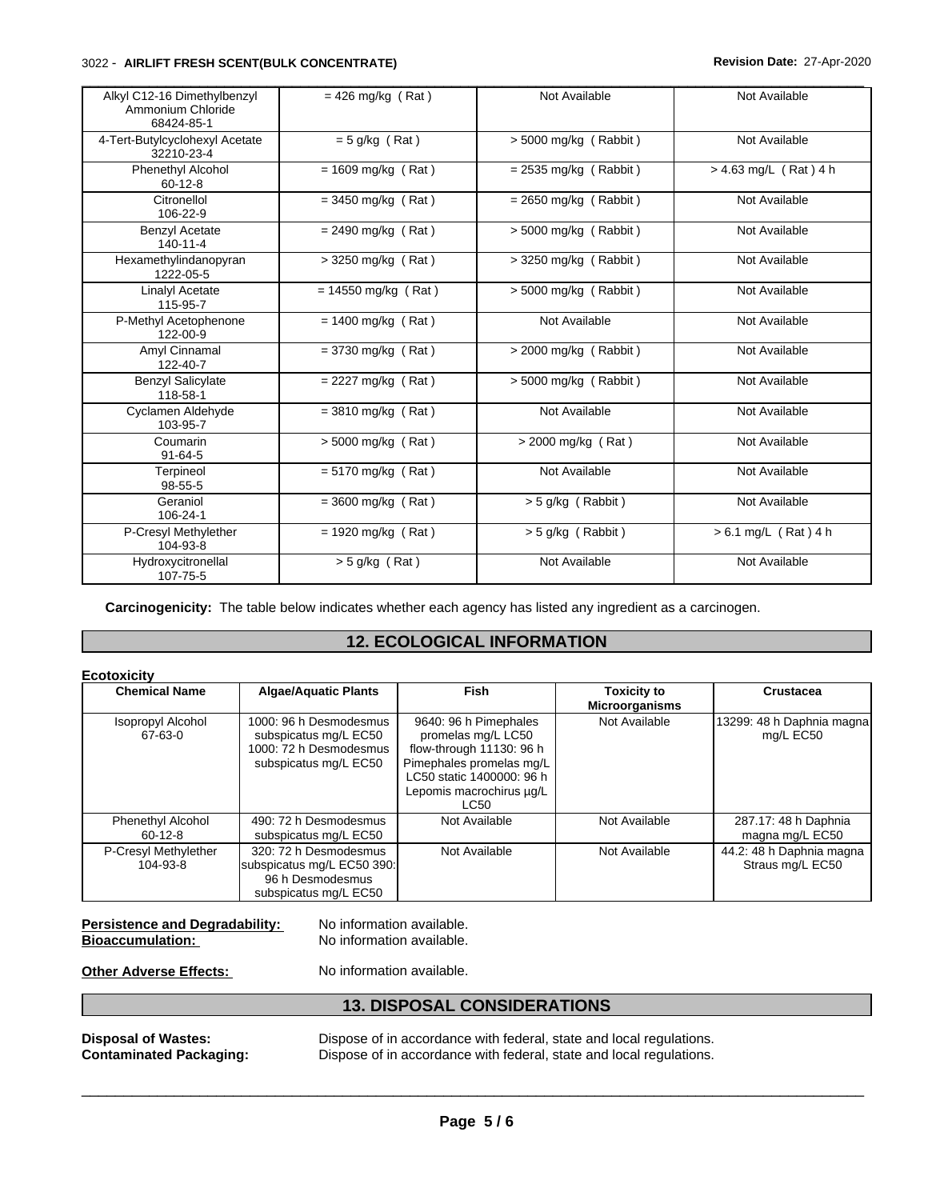| | | | |
|---|---|---|---|
| Alkyl C12-16 Dimethylbenzyl Ammonium Chloride 68424-85-1 | = 426 mg/kg ( Rat ) | Not Available | Not Available |
| 4-Tert-Butylcyclohexyl Acetate 32210-23-4 | = 5 g/kg ( Rat ) | > 5000 mg/kg ( Rabbit ) | Not Available |
| Phenethyl Alcohol 60-12-8 | = 1609 mg/kg ( Rat ) | = 2535 mg/kg ( Rabbit ) | > 4.63 mg/L ( Rat ) 4 h |
| Citronellol 106-22-9 | = 3450 mg/kg ( Rat ) | = 2650 mg/kg ( Rabbit ) | Not Available |
| Benzyl Acetate 140-11-4 | = 2490 mg/kg ( Rat ) | > 5000 mg/kg ( Rabbit ) | Not Available |
| Hexamethylindanopyran 1222-05-5 | > 3250 mg/kg ( Rat ) | > 3250 mg/kg ( Rabbit ) | Not Available |
| Linalyl Acetate 115-95-7 | = 14550 mg/kg ( Rat ) | > 5000 mg/kg ( Rabbit ) | Not Available |
| P-Methyl Acetophenone 122-00-9 | = 1400 mg/kg ( Rat ) | Not Available | Not Available |
| Amyl Cinnamal 122-40-7 | = 3730 mg/kg ( Rat ) | > 2000 mg/kg ( Rabbit ) | Not Available |
| Benzyl Salicylate 118-58-1 | = 2227 mg/kg ( Rat ) | > 5000 mg/kg ( Rabbit ) | Not Available |
| Cyclamen Aldehyde 103-95-7 | = 3810 mg/kg ( Rat ) | Not Available | Not Available |
| Coumarin 91-64-5 | > 5000 mg/kg ( Rat ) | > 2000 mg/kg ( Rat ) | Not Available |
| Terpineol 98-55-5 | = 5170 mg/kg ( Rat ) | Not Available | Not Available |
| Geraniol 106-24-1 | = 3600 mg/kg ( Rat ) | > 5 g/kg ( Rabbit ) | Not Available |
| P-Cresyl Methylether 104-93-8 | = 1920 mg/kg ( Rat ) | > 5 g/kg ( Rabbit ) | > 6.1 mg/L ( Rat ) 4 h |
| Hydroxycitronellal 107-75-5 | > 5 g/kg ( Rat ) | Not Available | Not Available |

**Carcinogenicity:** The table below indicates whether each agency has listed any ingredient as a carcinogen.

## 12. ECOLOGICAL INFORMATION

**Ecotoxicity**

| Chemical Name | Algae/Aquatic Plants | Fish | Toxicity to Microorganisms | Crustacea |
|---|---|---|---|---|
| Isopropyl Alcohol 67-63-0 | 1000: 96 h Desmodesmus subspicatus mg/L EC50 1000: 72 h Desmodesmus subspicatus mg/L EC50 | 9640: 96 h Pimephales promelas mg/L LC50 flow-through 11130: 96 h Pimephales promelas mg/L LC50 static 1400000: 96 h Lepomis macrochirus µg/L LC50 | Not Available | 13299: 48 h Daphnia magna mg/L EC50 |
| Phenethyl Alcohol 60-12-8 | 490: 72 h Desmodesmus subspicatus mg/L EC50 | Not Available | Not Available | 287.17: 48 h Daphnia magna mg/L EC50 |
| P-Cresyl Methylether 104-93-8 | 320: 72 h Desmodesmus subspicatus mg/L EC50 390: 96 h Desmodesmus subspicatus mg/L EC50 | Not Available | Not Available | 44.2: 48 h Daphnia magna Straus mg/L EC50 |

**Persistence and Degradability:** No information available.
**Bioaccumulation:** No information available.

**Other Adverse Effects:** No information available.

## 13. DISPOSAL CONSIDERATIONS

**Disposal of Wastes:** Dispose of in accordance with federal, state and local regulations.
**Contaminated Packaging:** Dispose of in accordance with federal, state and local regulations.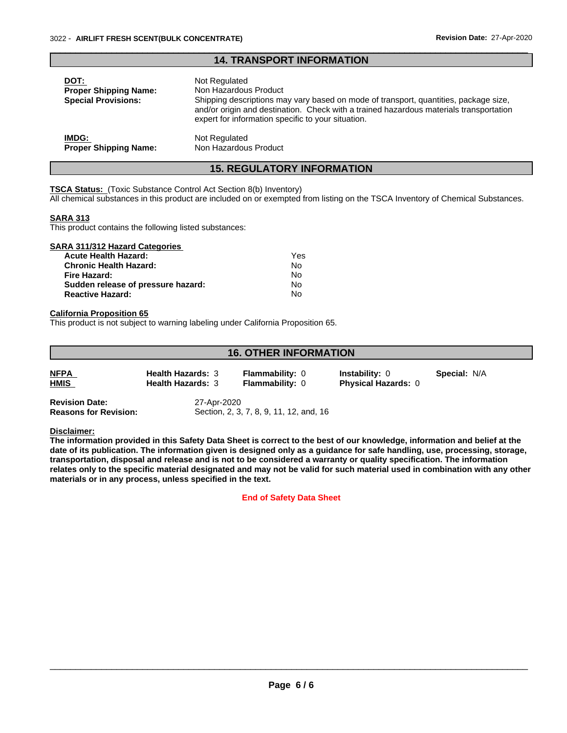## 14. TRANSPORT INFORMATION

**DOT:**
**Proper Shipping Name:** Non Hazardous Product
**Special Provisions:** Shipping descriptions may vary based on mode of transport, quantities, package size, and/or origin and destination. Check with a trained hazardous materials transportation expert for information specific to your situation.

DOT: Not Regulated

**IMDG:** Not Regulated
**Proper Shipping Name:** Non Hazardous Product

## 15. REGULATORY INFORMATION

**TSCA Status:** (Toxic Substance Control Act Section 8(b) Inventory)
All chemical substances in this product are included on or exempted from listing on the TSCA Inventory of Chemical Substances.

**SARA 313**
This product contains the following listed substances:

**SARA 311/312 Hazard Categories**

| | |
|---|---|
| **Acute Health Hazard:** | Yes |
| **Chronic Health Hazard:** | No |
| **Fire Hazard:** | No |
| **Sudden release of pressure hazard:** | No |
| **Reactive Hazard:** | No |

**California Proposition 65**
This product is not subject to warning labeling under California Proposition 65.

## 16. OTHER INFORMATION

| | | | | |
|---|---|---|---|---|
| **NFPA** | **Health Hazards:** 3 | **Flammability:** 0 | **Instability:** 0 | **Special:** N/A |
| **HMIS** | **Health Hazards:** 3 | **Flammability:** 0 | **Physical Hazards:** 0 | |

**Revision Date:** 27-Apr-2020
**Reasons for Revision:** Section, 2, 3, 7, 8, 9, 11, 12, and, 16

**Disclaimer:**
**The information provided in this Safety Data Sheet is correct to the best of our knowledge, information and belief at the date of its publication. The information given is designed only as a guidance for safe handling, use, processing, storage, transportation, disposal and release and is not to be considered a warranty or quality specification. The information relates only to the specific material designated and may not be valid for such material used in combination with any other materials or in any process, unless specified in the text.**

**End of Safety Data Sheet**